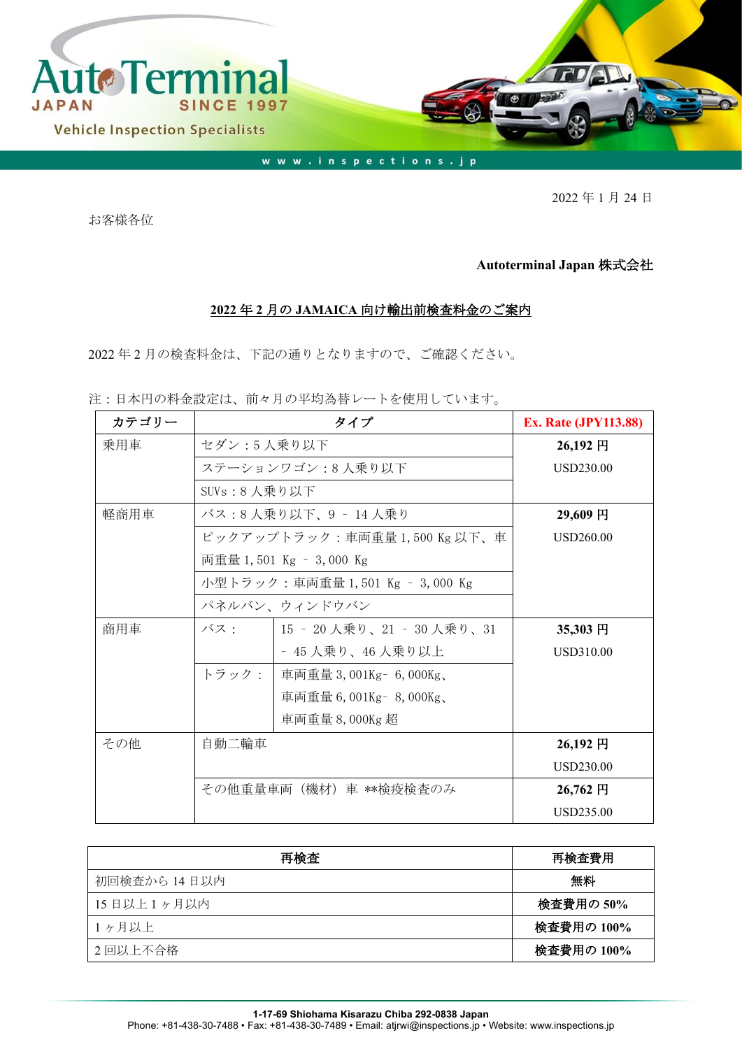2022 年 1 月 24 日

お客様各位

**Autoterminal Japan 株式会社**

**2022 年 2 月の JAMAICA 向け輸出前検査料金のご案内**

2022 年 2 月の検査料金は、下記の通りとなりますので、ご確認ください。

注：日本円の料金設定は、前々月の平均為替レートを使用しています。

| カテゴリー | タイプ | | Ex. Rate (JPY113.88) |
|---|---|---|---|
| 乗用車 | セダン：5 人乗り以下 | | **26,192 円**<br>USD230.00 |
| | ステーションワゴン：8 人乗り以下 | | |
| | SUVs：8 人乗り以下 | | |
| 軽商用車 | バス：8 人乗り以下、9 – 14 人乗り | | **29,609 円**<br>USD260.00 |
| | ピックアップトラック：車両重量 1,500 Kg 以下、車両重量 1,501 Kg – 3,000 Kg | | |
| | 小型トラック：車両重量 1,501 Kg – 3,000 Kg | | |
| | パネルバン、ウィンドウバン | | |
| 商用車 | バス： | 15 – 20 人乗り、21 – 30 人乗り、31 – 45 人乗り、46 人乗り以上 | **35,303 円**<br>USD310.00 |
| | トラック： | 車両重量 3,001Kg– 6,000Kg、車両重量 6,001Kg– 8,000Kg、車両重量 8,000Kg 超 | |
| その他 | 自動二輪車 | | **26,192 円**<br>USD230.00 |
| | その他重量車両（機材）車 **検疫検査のみ | | **26,762 円**<br>USD235.00 |

| 再検査 | 再検査費用 |
|---|---|
| 初回検査から 14 日以内 | **無料** |
| 15 日以上 1 ヶ月以内 | **検査費用の 50%** |
| 1 ヶ月以上 | **検査費用の 100%** |
| 2 回以上不合格 | **検査費用の 100%** |

**1-17-69 Shiohama Kisarazu Chiba 292-0838 Japan**
Phone: +81-438-30-7488 • Fax: +81-438-30-7489 • Email: atjrwi@inspections.jp • Website: www.inspections.jp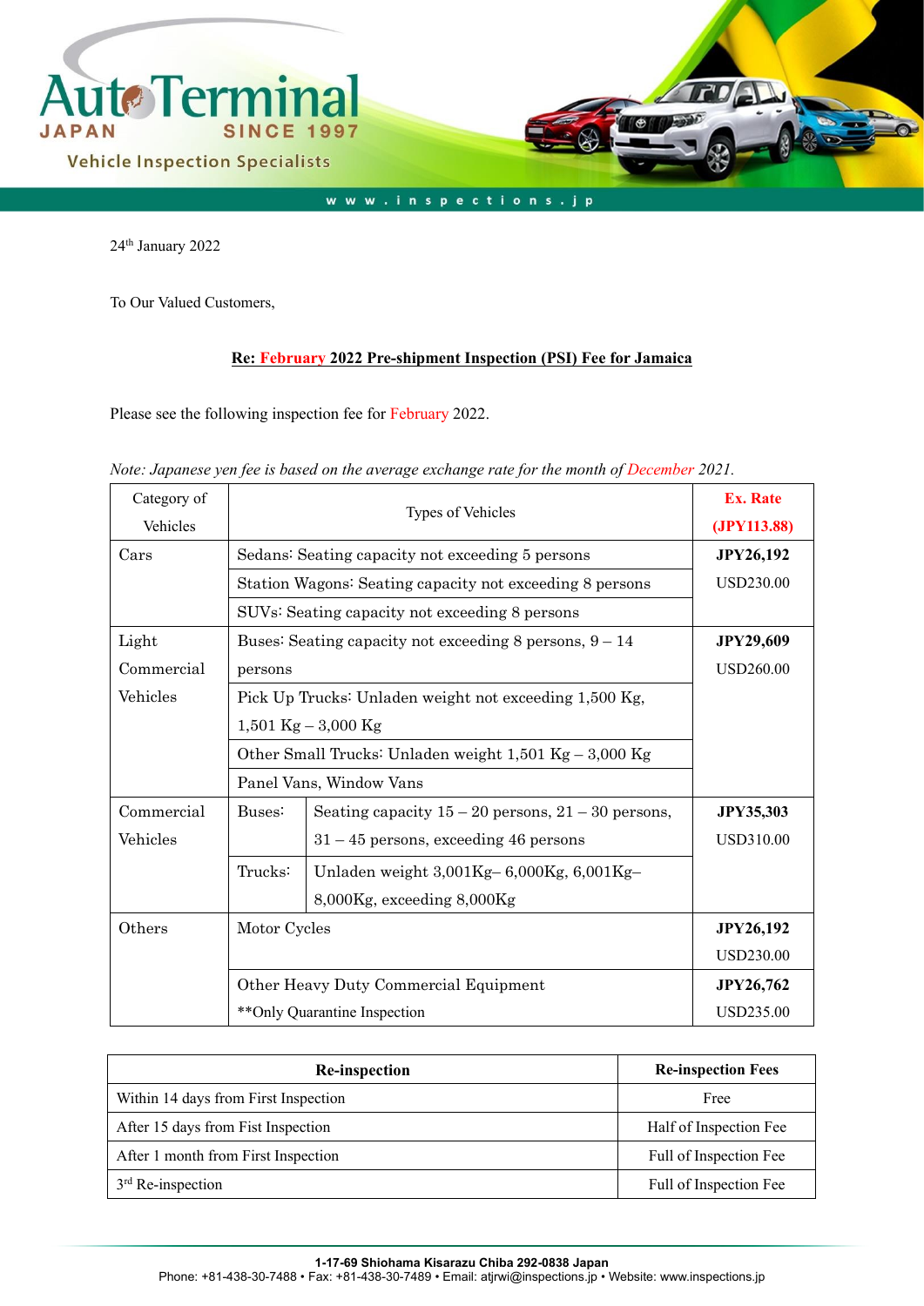24th January 2022

To Our Valued Customers,

**Re: February 2022 Pre-shipment Inspection (PSI) Fee for Jamaica**

Please see the following inspection fee for February 2022.

*Note: Japanese yen fee is based on the average exchange rate for the month of December 2021.*

| Category of Vehicles | Types of Vehicles | | Ex. Rate (JPY113.88) |
|---|---|---|---|
| Cars | Sedans: Seating capacity not exceeding 5 persons | | **JPY26,192** USD230.00 |
| | Station Wagons: Seating capacity not exceeding 8 persons | | |
| | SUVs: Seating capacity not exceeding 8 persons | | |
| Light Commercial Vehicles | Buses: Seating capacity not exceeding 8 persons, 9 – 14 persons | | **JPY29,609** USD260.00 |
| | Pick Up Trucks: Unladen weight not exceeding 1,500 Kg, 1,501 Kg – 3,000 Kg | | |
| | Other Small Trucks: Unladen weight 1,501 Kg – 3,000 Kg | | |
| | Panel Vans, Window Vans | | |
| Commercial Vehicles | Buses: | Seating capacity 15 – 20 persons, 21 – 30 persons, 31 – 45 persons, exceeding 46 persons | **JPY35,303** USD310.00 |
| | Trucks: | Unladen weight 3,001Kg– 6,000Kg, 6,001Kg– 8,000Kg, exceeding 8,000Kg | |
| Others | Motor Cycles | | **JPY26,192** USD230.00 |
| | Other Heavy Duty Commercial Equipment **Only Quarantine Inspection | | **JPY26,762** USD235.00 |

| Re-inspection | Re-inspection Fees |
|---|---|
| Within 14 days from First Inspection | Free |
| After 15 days from Fist Inspection | Half of Inspection Fee |
| After 1 month from First Inspection | Full of Inspection Fee |
| 3rd Re-inspection | Full of Inspection Fee |

1-17-69 Shiohama Kisarazu Chiba 292-0838 Japan
Phone: +81-438-30-7488 • Fax: +81-438-30-7489 • Email: atjrwi@inspections.jp • Website: www.inspections.jp